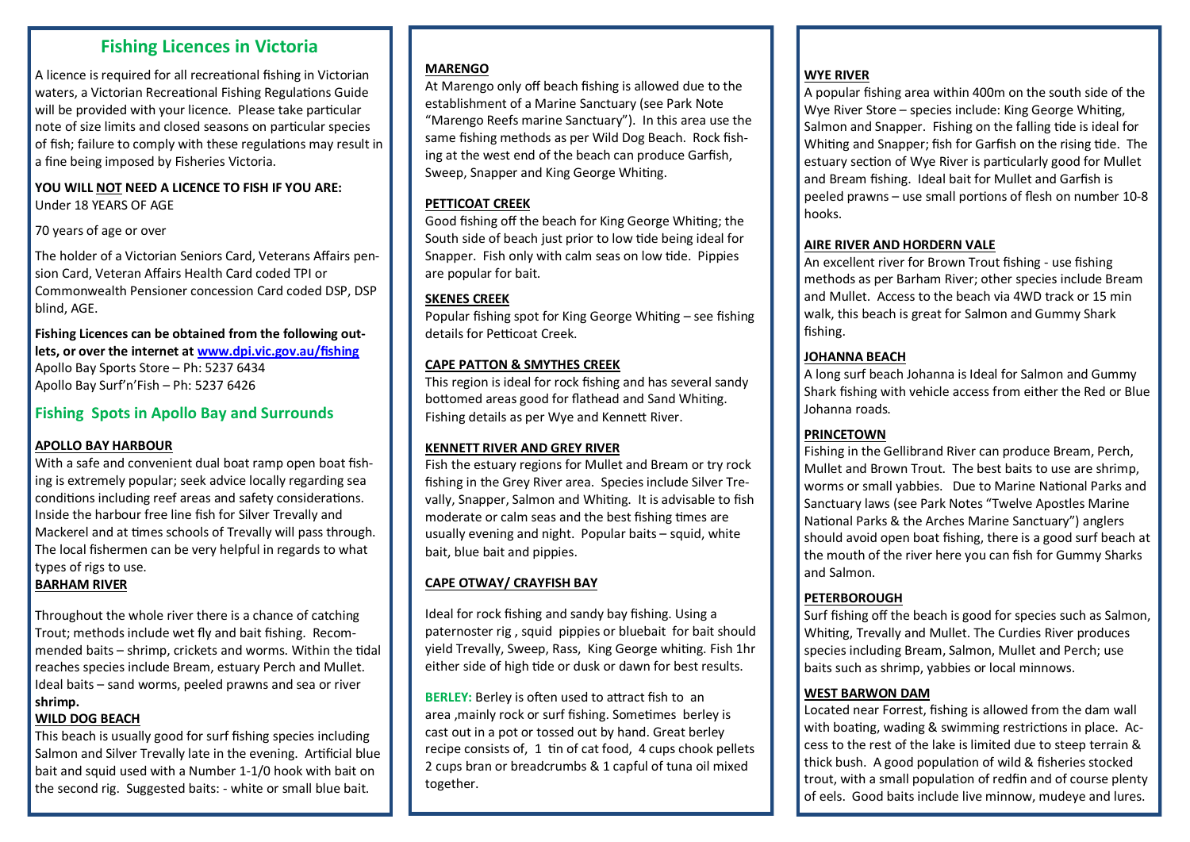# Fishing Licences in Victoria

A licence is required for all recreational fishing in Victorian waters, a Victorian Recreational Fishing Regulations Guide will be provided with your licence. Please take particular note of size limits and closed seasons on particular species of fish; failure to comply with these regulations may result in a fine being imposed by Fisheries Victoria.

**YOU WILL NOT NEED A LICENCE TO FISH IF YOU ARE:**
Under 18 YEARS OF AGE

70 years of age or over

The holder of a Victorian Seniors Card, Veterans Affairs pension Card, Veteran Affairs Health Card coded TPI or Commonwealth Pensioner concession Card coded DSP, DSP blind, AGE.

**Fishing Licences can be obtained from the following outlets, or over the internet at www.dpi.vic.gov.au/fishing**
Apollo Bay Sports Store – Ph: 5237 6434
Apollo Bay Surf'n'Fish – Ph: 5237 6426

## Fishing Spots in Apollo Bay and Surrounds

**APOLLO BAY HARBOUR**

With a safe and convenient dual boat ramp open boat fishing is extremely popular; seek advice locally regarding sea conditions including reef areas and safety considerations. Inside the harbour free line fish for Silver Trevally and Mackerel and at times schools of Trevally will pass through. The local fishermen can be very helpful in regards to what types of rigs to use.

**BARHAM RIVER**

Throughout the whole river there is a chance of catching Trout; methods include wet fly and bait fishing. Recommended baits – shrimp, crickets and worms. Within the tidal reaches species include Bream, estuary Perch and Mullet. Ideal baits – sand worms, peeled prawns and sea or river **shrimp.**

**WILD DOG BEACH**

This beach is usually good for surf fishing species including Salmon and Silver Trevally late in the evening. Artificial blue bait and squid used with a Number 1-1/0 hook with bait on the second rig. Suggested baits: - white or small blue bait.

**MARENGO**

At Marengo only off beach fishing is allowed due to the establishment of a Marine Sanctuary (see Park Note "Marengo Reefs marine Sanctuary"). In this area use the same fishing methods as per Wild Dog Beach. Rock fishing at the west end of the beach can produce Garfish, Sweep, Snapper and King George Whiting.

**PETTICOAT CREEK**

Good fishing off the beach for King George Whiting; the South side of beach just prior to low tide being ideal for Snapper. Fish only with calm seas on low tide. Pippies are popular for bait.

**SKENES CREEK**

Popular fishing spot for King George Whiting – see fishing details for Petticoat Creek.

**CAPE PATTON & SMYTHES CREEK**

This region is ideal for rock fishing and has several sandy bottomed areas good for flathead and Sand Whiting. Fishing details as per Wye and Kennett River.

**KENNETT RIVER AND GREY RIVER**

Fish the estuary regions for Mullet and Bream or try rock fishing in the Grey River area. Species include Silver Trevally, Snapper, Salmon and Whiting. It is advisable to fish moderate or calm seas and the best fishing times are usually evening and night. Popular baits – squid, white bait, blue bait and pippies.

**CAPE OTWAY/ CRAYFISH BAY**

Ideal for rock fishing and sandy bay fishing. Using a paternoster rig , squid pippies or bluebait for bait should yield Trevally, Sweep, Rass, King George whiting. Fish 1hr either side of high tide or dusk or dawn for best results.

**BERLEY:** Berley is often used to attract fish to an area ,mainly rock or surf fishing. Sometimes berley is cast out in a pot or tossed out by hand. Great berley recipe consists of, 1 tin of cat food, 4 cups chook pellets 2 cups bran or breadcrumbs & 1 capful of tuna oil mixed together.

**WYE RIVER**

A popular fishing area within 400m on the south side of the Wye River Store – species include: King George Whiting, Salmon and Snapper. Fishing on the falling tide is ideal for Whiting and Snapper; fish for Garfish on the rising tide. The estuary section of Wye River is particularly good for Mullet and Bream fishing. Ideal bait for Mullet and Garfish is peeled prawns – use small portions of flesh on number 10-8 hooks.

**AIRE RIVER AND HORDERN VALE**

An excellent river for Brown Trout fishing - use fishing methods as per Barham River; other species include Bream and Mullet. Access to the beach via 4WD track or 15 min walk, this beach is great for Salmon and Gummy Shark fishing.

**JOHANNA BEACH**

A long surf beach Johanna is Ideal for Salmon and Gummy Shark fishing with vehicle access from either the Red or Blue Johanna roads.

**PRINCETOWN**

Fishing in the Gellibrand River can produce Bream, Perch, Mullet and Brown Trout. The best baits to use are shrimp, worms or small yabbies. Due to Marine National Parks and Sanctuary laws (see Park Notes "Twelve Apostles Marine National Parks & the Arches Marine Sanctuary") anglers should avoid open boat fishing, there is a good surf beach at the mouth of the river here you can fish for Gummy Sharks and Salmon.

**PETERBOROUGH**

Surf fishing off the beach is good for species such as Salmon, Whiting, Trevally and Mullet. The Curdies River produces species including Bream, Salmon, Mullet and Perch; use baits such as shrimp, yabbies or local minnows.

**WEST BARWON DAM**

Located near Forrest, fishing is allowed from the dam wall with boating, wading & swimming restrictions in place. Access to the rest of the lake is limited due to steep terrain & thick bush. A good population of wild & fisheries stocked trout, with a small population of redfin and of course plenty of eels. Good baits include live minnow, mudeye and lures.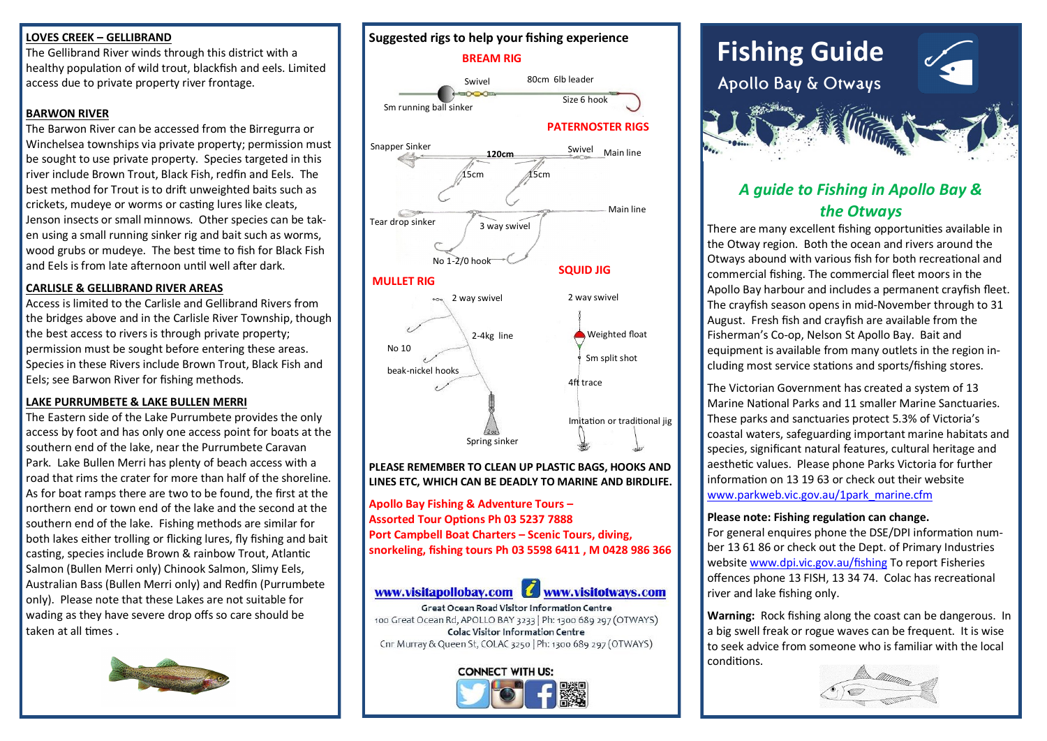## LOVES CREEK – GELLIBRAND

The Gellibrand River winds through this district with a healthy population of wild trout, blackfish and eels. Limited access due to private property river frontage.

## BARWON RIVER

The Barwon River can be accessed from the Birregurra or Winchelsea townships via private property; permission must be sought before to use private property. Species targeted in this river include Brown Trout, Black Fish, redfin and Eels. The best method for Trout is to drift unweighted baits such as crickets, mudeye or worms or casting lures like cleats, Jenson insects or small minnows. Other species can be taken using a small running sinker rig and bait such as worms, wood grubs or mudeye. The best time to fish for Black Fish and Eels is from late afternoon until well after dark.

## CARLISLE & GELLIBRAND RIVER AREAS

Access is limited to the Carlisle and Gellibrand Rivers from the bridges above and in the Carlisle River Township, though the best access to rivers is through private property; permission must be sought before entering these areas. Species in these Rivers include Brown Trout, Black Fish and Eels; see Barwon River for fishing methods.

## LAKE PURRUMBETE & LAKE BULLEN MERRI

The Eastern side of the Lake Purrumbete provides the only access by foot and has only one access point for boats at the southern end of the lake, near the Purrumbete Caravan Park. Lake Bullen Merri has plenty of beach access with a road that rims the crater for more than half of the shoreline. As for boat ramps there are two to be found, the first at the northern end or town end of the lake and the second at the southern end of the lake. Fishing methods are similar for both lakes either trolling or flicking lures, fly fishing and bait casting, species include Brown & rainbow Trout, Atlantic Salmon (Bullen Merri only) Chinook Salmon, Slimy Eels, Australian Bass (Bullen Merri only) and Redfin (Purrumbete only). Please note that these Lakes are not suitable for wading as they have severe drop offs so care should be taken at all times .

## Suggested rigs to help your fishing experience

**BREAM RIG**

Swivel
80cm 6lb leader
Size 6 hook
Sm running ball sinker

**PATERNOSTER RIGS**

Snapper Sinker
120cm
Swivel
Main line
15cm
15cm

Main line
Tear drop sinker
3 way swivel
No 1-2/0 hook

**MULLET RIG**

2 way swivel
2-4kg line
No 10
beak-nickel hooks
Spring sinker

**SQUID JIG**

2 way swivel
Weighted float
Sm split shot
4ft trace
Imitation or traditional jig

**PLEASE REMEMBER TO CLEAN UP PLASTIC BAGS, HOOKS AND LINES ETC, WHICH CAN BE DEADLY TO MARINE AND BIRDLIFE.**

**Apollo Bay Fishing & Adventure Tours – Assorted Tour Options Ph 03 5237 7888**
**Port Campbell Boat Charters – Scenic Tours, diving, snorkeling, fishing tours Ph 03 5598 6411 , M 0428 986 366**

www.visitapollobay.com www.visitotways.com

**Great Ocean Road Visitor Information Centre**
100 Great Ocean Rd, APOLLO BAY 3233 | Ph: 1300 689 297 (OTWAYS)
**Colac Visitor Information Centre**
Cnr Murray & Queen St, COLAC 3250 | Ph: 1300 689 297 (OTWAYS)

CONNECT WITH US:

# Fishing Guide

Apollo Bay & Otways

## *A guide to Fishing in Apollo Bay & the Otways*

There are many excellent fishing opportunities available in the Otway region. Both the ocean and rivers around the Otways abound with various fish for both recreational and commercial fishing. The commercial fleet moors in the Apollo Bay harbour and includes a permanent crayfish fleet. The crayfish season opens in mid-November through to 31 August. Fresh fish and crayfish are available from the Fisherman's Co-op, Nelson St Apollo Bay. Bait and equipment is available from many outlets in the region including most service stations and sports/fishing stores.

The Victorian Government has created a system of 13 Marine National Parks and 11 smaller Marine Sanctuaries. These parks and sanctuaries protect 5.3% of Victoria's coastal waters, safeguarding important marine habitats and species, significant natural features, cultural heritage and aesthetic values. Please phone Parks Victoria for further information on 13 19 63 or check out their website www.parkweb.vic.gov.au/1park_marine.cfm

**Please note: Fishing regulation can change.**
For general enquires phone the DSE/DPI information number 13 61 86 or check out the Dept. of Primary Industries website www.dpi.vic.gov.au/fishing To report Fisheries offences phone 13 FISH, 13 34 74. Colac has recreational river and lake fishing only.

**Warning:** Rock fishing along the coast can be dangerous. In a big swell freak or rogue waves can be frequent. It is wise to seek advice from someone who is familiar with the local conditions.